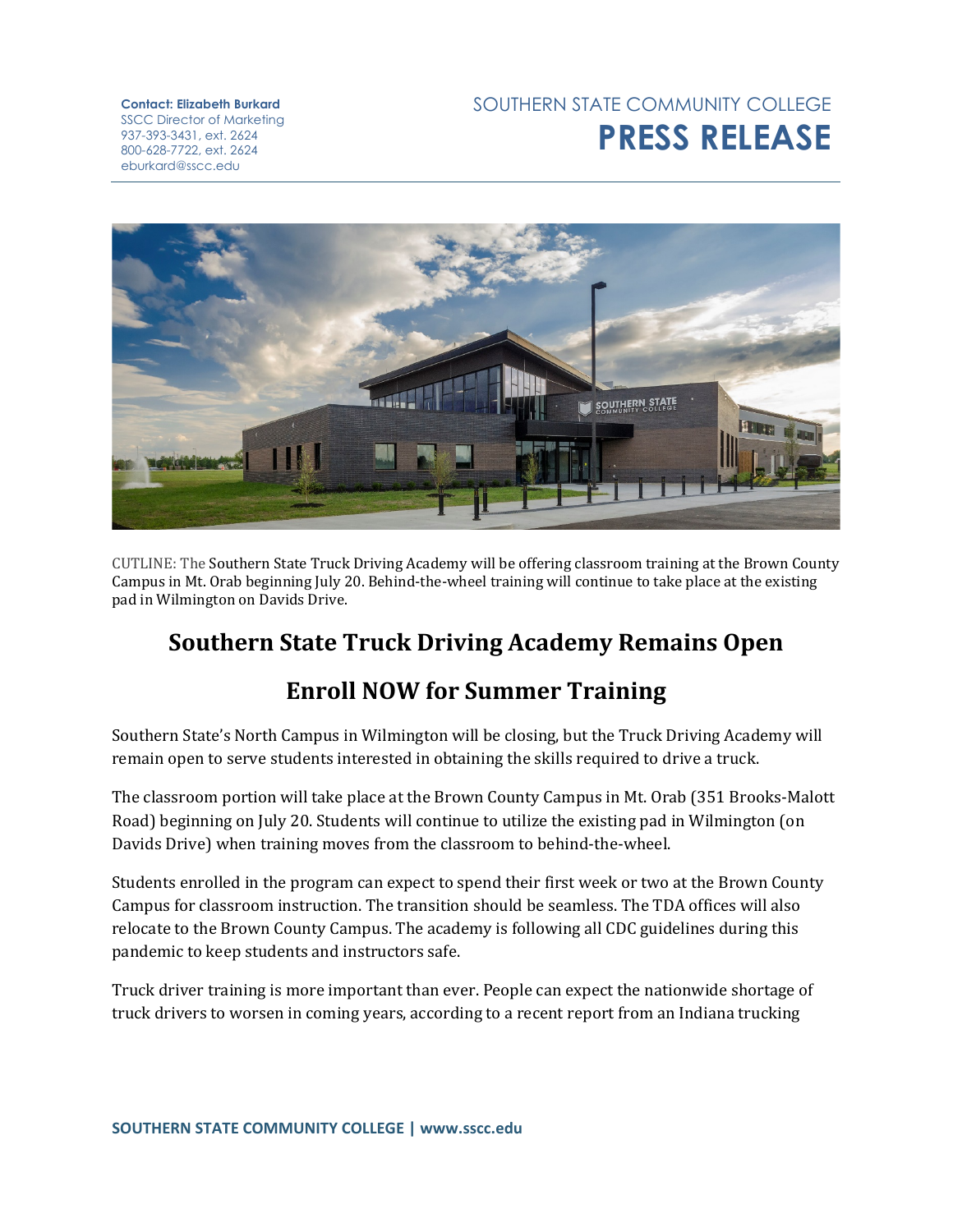**Contact: Elizabeth Burkard**
SSCC Director of Marketing
937-393-3431, ext. 2624
800-628-7722, ext. 2624
eburkard@sscc.edu

SOUTHERN STATE COMMUNITY COLLEGE
**PRESS RELEASE**

CUTLINE: The Southern State Truck Driving Academy will be offering classroom training at the Brown County Campus in Mt. Orab beginning July 20. Behind-the-wheel training will continue to take place at the existing pad in Wilmington on Davids Drive.

# Southern State Truck Driving Academy Remains Open

## Enroll NOW for Summer Training

Southern State's North Campus in Wilmington will be closing, but the Truck Driving Academy will remain open to serve students interested in obtaining the skills required to drive a truck.

The classroom portion will take place at the Brown County Campus in Mt. Orab (351 Brooks-Malott Road) beginning on July 20. Students will continue to utilize the existing pad in Wilmington (on Davids Drive) when training moves from the classroom to behind-the-wheel.

Students enrolled in the program can expect to spend their first week or two at the Brown County Campus for classroom instruction. The transition should be seamless. The TDA offices will also relocate to the Brown County Campus. The academy is following all CDC guidelines during this pandemic to keep students and instructors safe.

Truck driver training is more important than ever. People can expect the nationwide shortage of truck drivers to worsen in coming years, according to a recent report from an Indiana trucking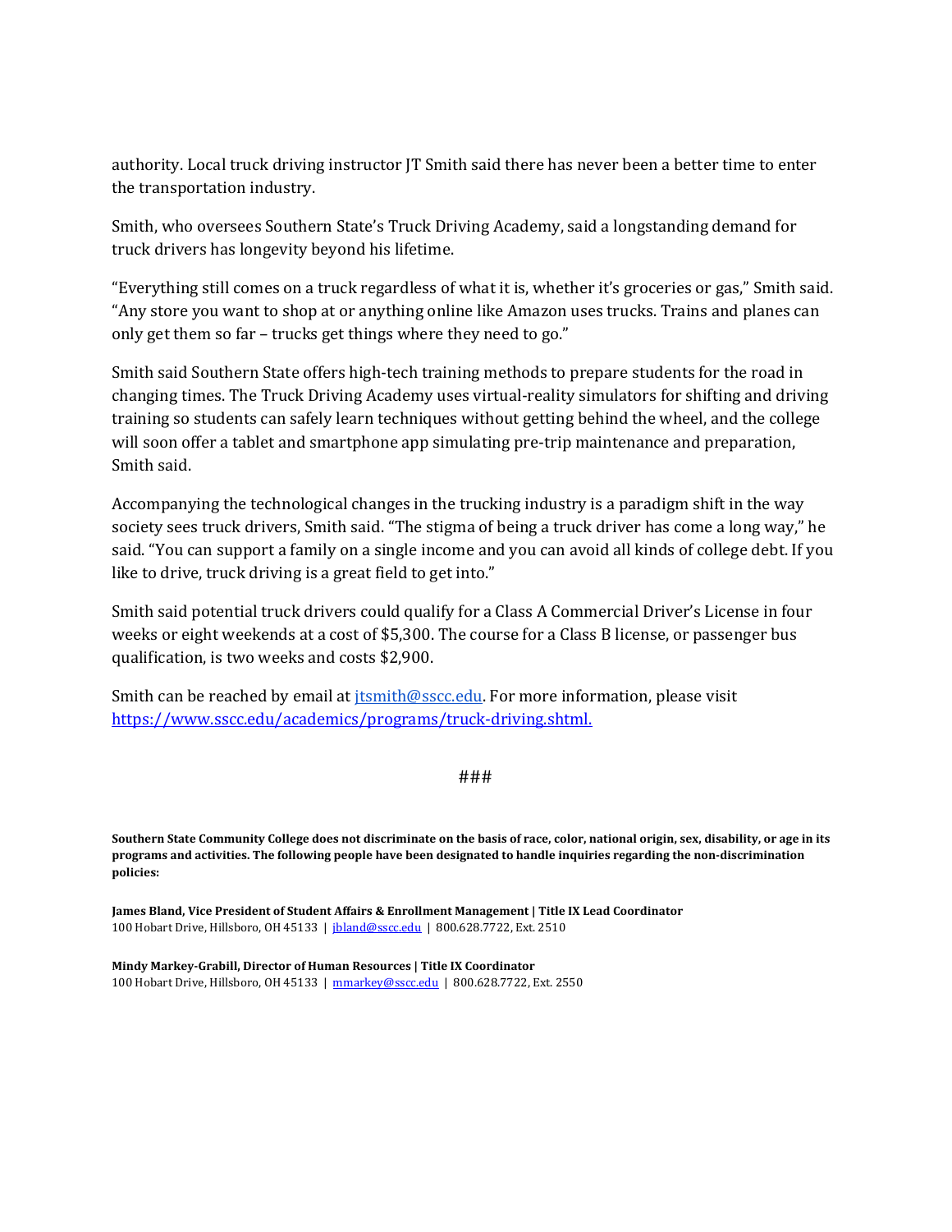authority. Local truck driving instructor JT Smith said there has never been a better time to enter the transportation industry.

Smith, who oversees Southern State's Truck Driving Academy, said a longstanding demand for truck drivers has longevity beyond his lifetime.

"Everything still comes on a truck regardless of what it is, whether it's groceries or gas," Smith said. "Any store you want to shop at or anything online like Amazon uses trucks. Trains and planes can only get them so far – trucks get things where they need to go."

Smith said Southern State offers high-tech training methods to prepare students for the road in changing times. The Truck Driving Academy uses virtual-reality simulators for shifting and driving training so students can safely learn techniques without getting behind the wheel, and the college will soon offer a tablet and smartphone app simulating pre-trip maintenance and preparation, Smith said.

Accompanying the technological changes in the trucking industry is a paradigm shift in the way society sees truck drivers, Smith said. "The stigma of being a truck driver has come a long way," he said. "You can support a family on a single income and you can avoid all kinds of college debt. If you like to drive, truck driving is a great field to get into."

Smith said potential truck drivers could qualify for a Class A Commercial Driver's License in four weeks or eight weekends at a cost of $5,300. The course for a Class B license, or passenger bus qualification, is two weeks and costs $2,900.

Smith can be reached by email at [jtsmith@sscc.edu](mailto:jtsmith@sscc.edu). For more information, please visit [https://www.sscc.edu/academics/programs/truck-driving.shtml.](https://www.sscc.edu/academics/programs/truck-driving.shtml)

###

**Southern State Community College does not discriminate on the basis of race, color, national origin, sex, disability, or age in its programs and activities. The following people have been designated to handle inquiries regarding the non-discrimination policies:**

**James Bland, Vice President of Student Affairs & Enrollment Management | Title IX Lead Coordinator**
100 Hobart Drive, Hillsboro, OH 45133 | [jbland@sscc.edu](mailto:jbland@sscc.edu) | 800.628.7722, Ext. 2510

**Mindy Markey-Grabill, Director of Human Resources | Title IX Coordinator**
100 Hobart Drive, Hillsboro, OH 45133 | [mmarkey@sscc.edu](mailto:mmarkey@sscc.edu) | 800.628.7722, Ext. 2550